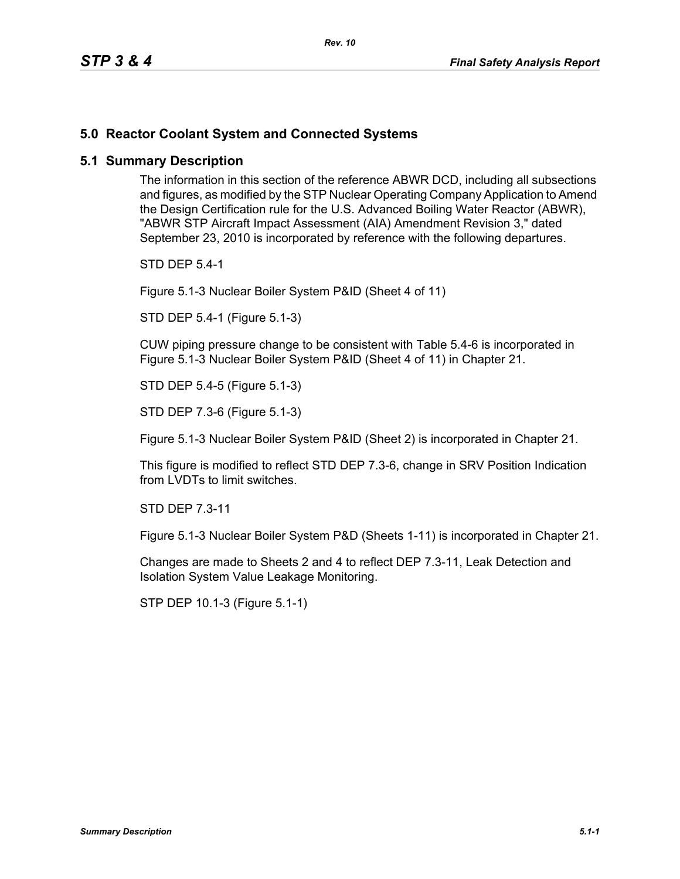# 5.0 Reactor Coolant System and Connected Systems

## 5.1 Summary Description

The information in this section of the reference ABWR DCD, including all subsections and figures, as modified by the STP Nuclear Operating Company Application to Amend the Design Certification rule for the U.S. Advanced Boiling Water Reactor (ABWR), "ABWR STP Aircraft Impact Assessment (AIA) Amendment Revision 3," dated September 23, 2010 is incorporated by reference with the following departures.

STD DEP 5.4-1

Figure 5.1-3 Nuclear Boiler System P&ID (Sheet 4 of 11)

STD DEP 5.4-1 (Figure 5.1-3)

CUW piping pressure change to be consistent with Table 5.4-6 is incorporated in Figure 5.1-3 Nuclear Boiler System P&ID (Sheet 4 of 11) in Chapter 21.

STD DEP 5.4-5 (Figure 5.1-3)

STD DEP 7.3-6 (Figure 5.1-3)

Figure 5.1-3 Nuclear Boiler System P&ID (Sheet 2) is incorporated in Chapter 21.

This figure is modified to reflect STD DEP 7.3-6, change in SRV Position Indication from LVDTs to limit switches.

STD DEP 7.3-11

Figure 5.1-3 Nuclear Boiler System P&D (Sheets 1-11) is incorporated in Chapter 21.

Changes are made to Sheets 2 and 4 to reflect DEP 7.3-11, Leak Detection and Isolation System Value Leakage Monitoring.

STP DEP 10.1-3 (Figure 5.1-1)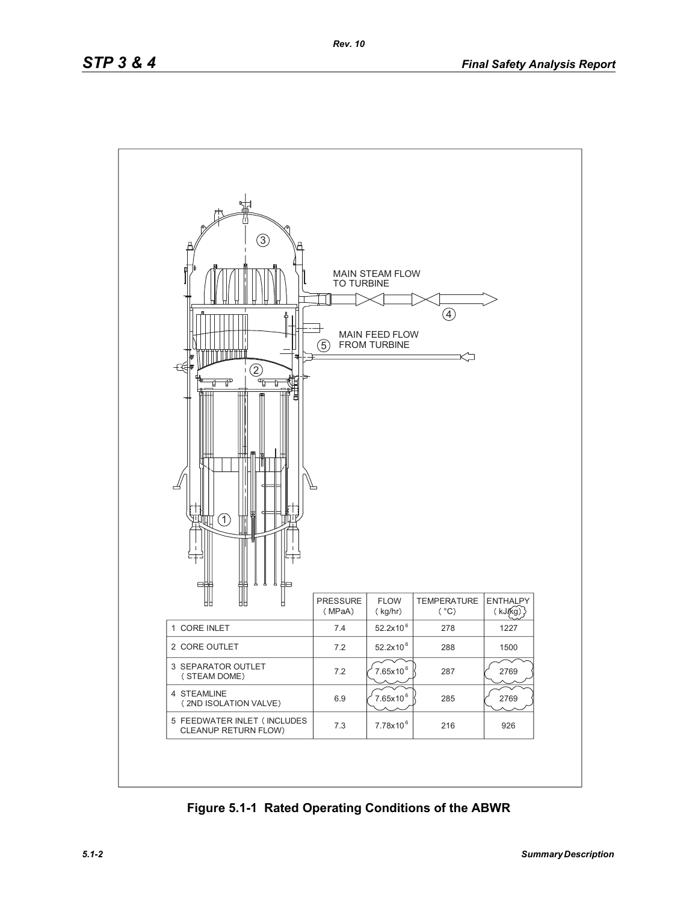MAIN STEAM FLOW TO TURBINE

MAIN FEED FLOW FROM TURBINE

| | PRESSURE (MPaA) | FLOW (kg/hr) | TEMPERATURE (°C) | ENTHALPY (kJ/kg) |
|---|---|---|---|---|
| 1 CORE INLET | 7.4 | $52.2x10^6$ | 278 | 1227 |
| 2 CORE OUTLET | 7.2 | $52.2x10^6$ | 288 | 1500 |
| 3 SEPARATOR OUTLET (STEAM DOME) | 7.2 | $7.65x10^6$ | 287 | 2769 |
| 4 STEAMLINE (2ND ISOLATION VALVE) | 6.9 | $7.65x10^6$ | 285 | 2769 |
| 5 FEEDWATER INLET (INCLUDES CLEANUP RETURN FLOW) | 7.3 | $7.78x10^6$ | 216 | 926 |

**Figure 5.1-1 Rated Operating Conditions of the ABWR**